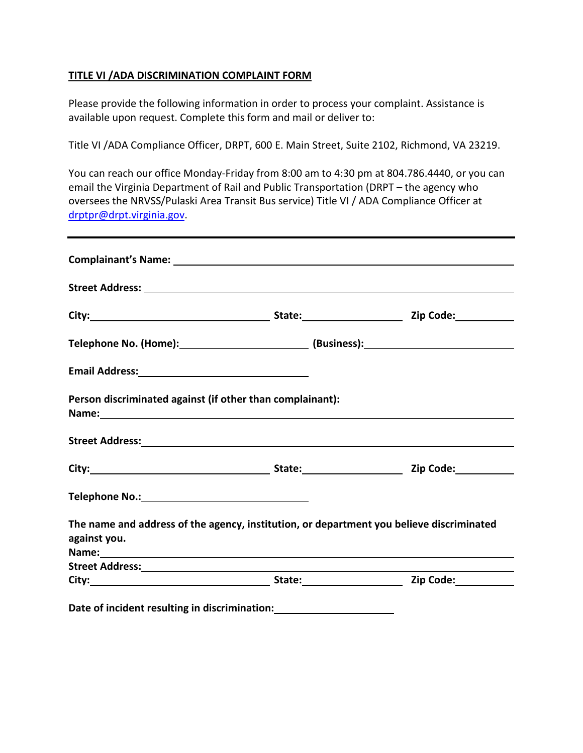**TITLE VI /ADA DISCRIMINATION COMPLAINT FORM**

Please provide the following information in order to process your complaint. Assistance is available upon request. Complete this form and mail or deliver to:

Title VI /ADA Compliance Officer, DRPT, 600 E. Main Street, Suite 2102, Richmond, VA 23219.

You can reach our office Monday-Friday from 8:00 am to 4:30 pm at 804.786.4440, or you can email the Virginia Department of Rail and Public Transportation (DRPT – the agency who oversees the NRVSS/Pulaski Area Transit Bus service) Title VI / ADA Compliance Officer at drptpr@drpt.virginia.gov.

---

**Complainant's Name:** ______________________________

**Street Address:** ______________________________

**City:** ____________________ **State:** ______________ **Zip Code:** __________

**Telephone No. (Home):** ____________________ **(Business):** ____________________

**Email Address:** ____________________

**Person discriminated against (if other than complainant):**
**Name:** ______________________________

**Street Address:** ______________________________

**City:** ____________________ **State:** ______________ **Zip Code:** __________

**Telephone No.:** ____________________

**The name and address of the agency, institution, or department you believe discriminated against you.**
**Name:** ______________________________
**Street Address:** ______________________________
**City:** ____________________ **State:** ______________ **Zip Code:** __________

**Date of incident resulting in discrimination:** ____________________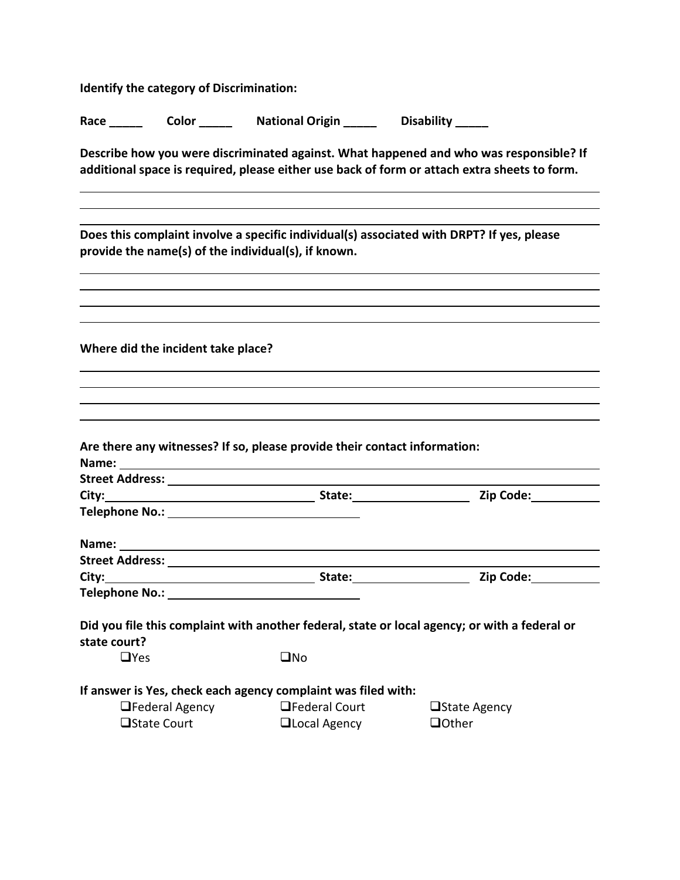**Identify the category of Discrimination:**

**Race _____ Color _____ National Origin _____ Disability _____**

**Describe how you were discriminated against. What happened and who was responsible? If additional space is required, please either use back of form or attach extra sheets to form.**

______________________________________________________________________________

______________________________________________________________________________

______________________________________________________________________________

**Does this complaint involve a specific individual(s) associated with DRPT? If yes, please provide the name(s) of the individual(s), if known.**

______________________________________________________________________________

______________________________________________________________________________

______________________________________________________________________________

______________________________________________________________________________

**Where did the incident take place?**

______________________________________________________________________________

______________________________________________________________________________

______________________________________________________________________________

______________________________________________________________________________

**Are there any witnesses? If so, please provide their contact information:**

**Name:** ______________________________________________________________________

**Street Address:** ______________________________________________________________

**City:** ______________________ **State:** ______________ **Zip Code:** ____________

**Telephone No.:** ______________________

**Name:** ______________________________________________________________________

**Street Address:** ______________________________________________________________

**City:** ______________________ **State:** ______________ **Zip Code:** ____________

**Telephone No.:** ______________________

**Did you file this complaint with another federal, state or local agency; or with a federal or state court?**

- ❑Yes
- ❑No

**If answer is Yes, check each agency complaint was filed with:**

- ❑Federal Agency
- ❑Federal Court
- ❑State Agency
- ❑State Court
- ❑Local Agency
- ❑Other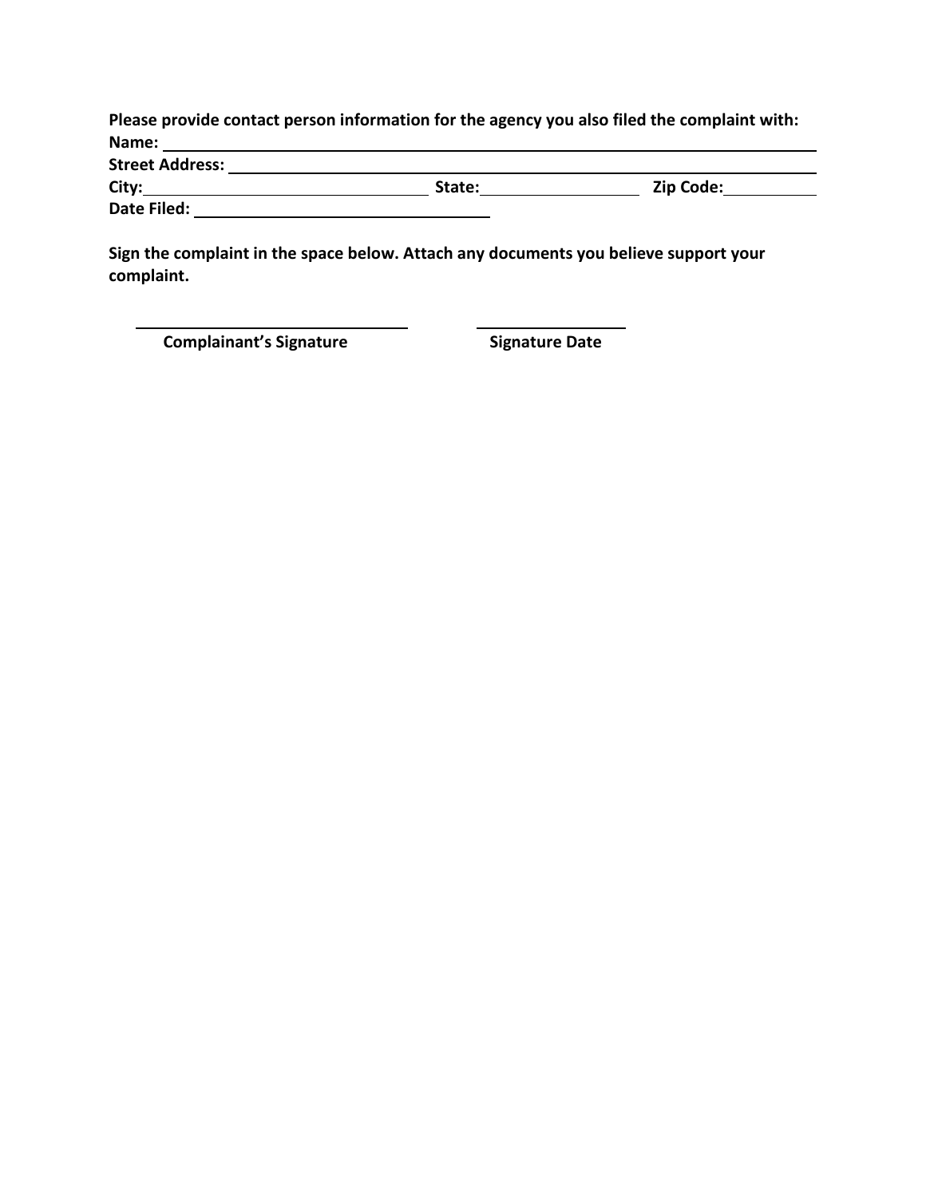**Please provide contact person information for the agency you also filed the complaint with:**

**Name:** ______________________________________________

**Street Address:** ______________________________________________

**City:** ____________________ **State:** ____________ **Zip Code:** ________

**Date Filed:** ____________________

**Sign the complaint in the space below. Attach any documents you believe support your complaint.**

______________________________ ____________________

**Complainant's Signature** **Signature Date**